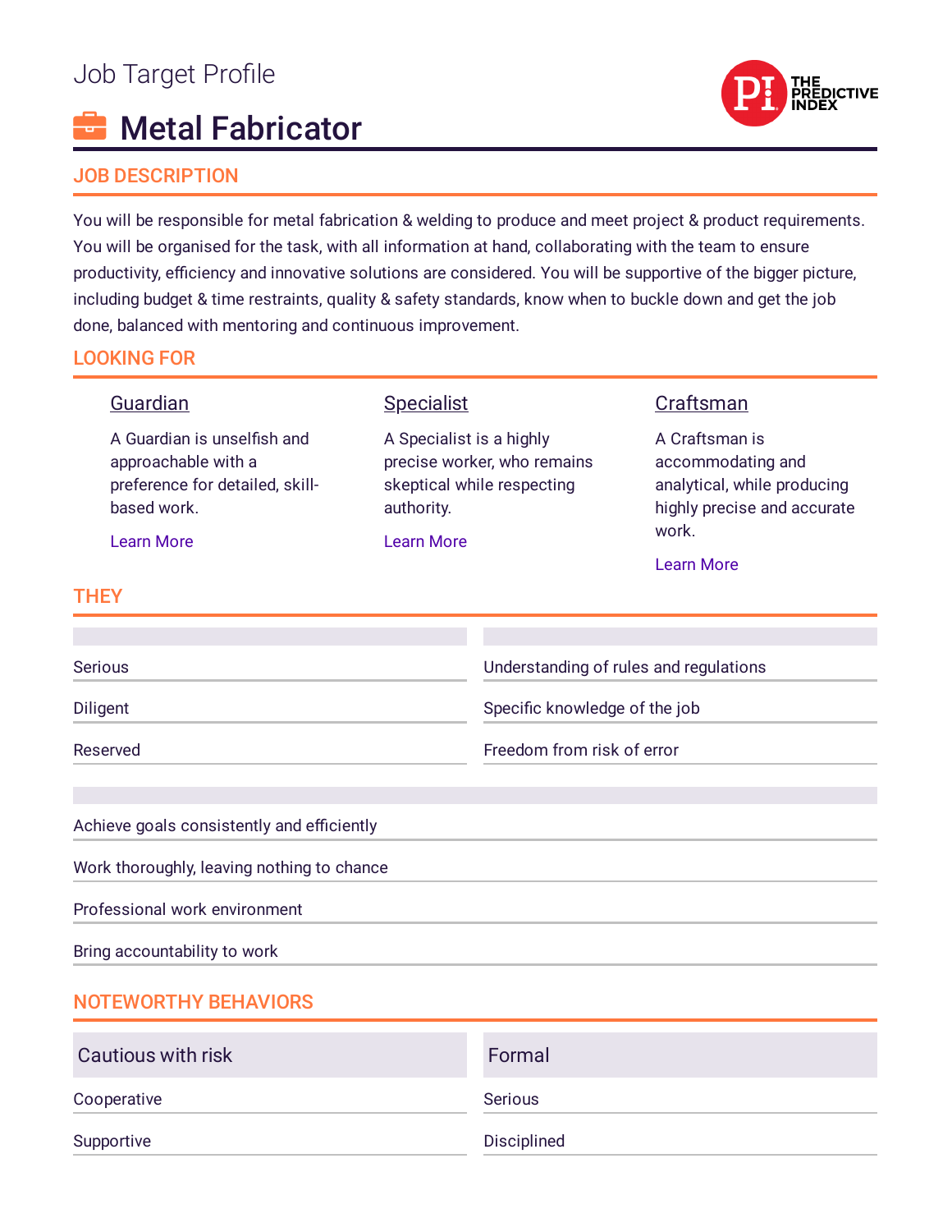Job Target Profile

# Metal Fabricator

## JOB DESCRIPTION

You will be responsible for metal fabrication & welding to produce and meet project & product requirements. You will be organised for the task, with all information at hand, collaborating with the team to ensure productivity, efficiency and innovative solutions are considered. You will be supportive of the bigger picture, including budget & time restraints, quality & safety standards, know when to buckle down and get the job done, balanced with mentoring and continuous improvement.

## LOOKING FOR

### Guardian

A Guardian is unselfish and approachable with a preference for detailed, skill-based work.

Learn More

### Specialist

A Specialist is a highly precise worker, who remains skeptical while respecting authority.

Learn More

### Craftsman

A Craftsman is accommodating and analytical, while producing highly precise and accurate work.

Learn More

## THEY

| | |
|---|---|
| Serious | Understanding of rules and regulations |
| Diligent | Specific knowledge of the job |
| Reserved | Freedom from risk of error |

- Achieve goals consistently and efficiently
- Work thoroughly, leaving nothing to chance
- Professional work environment
- Bring accountability to work

## NOTEWORTHY BEHAVIORS

| Cautious with risk | Formal |
|---|---|
| Cooperative | Serious |
| Supportive | Disciplined |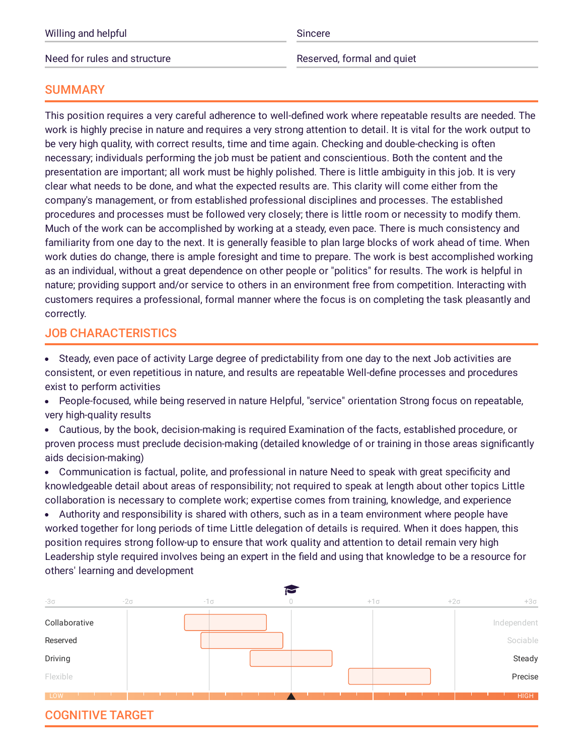| | |
|---|---|
| Willing and helpful | Sincere |
| Need for rules and structure | Reserved, formal and quiet |

## SUMMARY

This position requires a very careful adherence to well-defined work where repeatable results are needed. The work is highly precise in nature and requires a very strong attention to detail. It is vital for the work output to be very high quality, with correct results, time and time again. Checking and double-checking is often necessary; individuals performing the job must be patient and conscientious. Both the content and the presentation are important; all work must be highly polished. There is little ambiguity in this job. It is very clear what needs to be done, and what the expected results are. This clarity will come either from the company's management, or from established professional disciplines and processes. The established procedures and processes must be followed very closely; there is little room or necessity to modify them. Much of the work can be accomplished by working at a steady, even pace. There is much consistency and familiarity from one day to the next. It is generally feasible to plan large blocks of work ahead of time. When work duties do change, there is ample foresight and time to prepare. The work is best accomplished working as an individual, without a great dependence on other people or "politics" for results. The work is helpful in nature; providing support and/or service to others in an environment free from competition. Interacting with customers requires a professional, formal manner where the focus is on completing the task pleasantly and correctly.

## JOB CHARACTERISTICS

- Steady, even pace of activity Large degree of predictability from one day to the next Job activities are consistent, or even repetitious in nature, and results are repeatable Well-define processes and procedures exist to perform activities
- People-focused, while being reserved in nature Helpful, "service" orientation Strong focus on repeatable, very high-quality results
- Cautious, by the book, decision-making is required Examination of the facts, established procedure, or proven process must preclude decision-making (detailed knowledge of or training in those areas significantly aids decision-making)
- Communication is factual, polite, and professional in nature Need to speak with great specificity and knowledgeable detail about areas of responsibility; not required to speak at length about other topics Little collaboration is necessary to complete work; expertise comes from training, knowledge, and experience
- Authority and responsibility is shared with others, such as in a team environment where people have worked together for long periods of time Little delegation of details is required. When it does happen, this position requires strong follow-up to ensure that work quality and attention to detail remain very high Leadership style required involves being an expert in the field and using that knowledge to be a resource for others' learning and development

| | -3σ | -2σ | -1σ | 0 | +1σ | +2σ | +3σ | |
|---|---|---|---|---|---|---|---|---|
| Collaborative | | | | | | | | Independent |
| Reserved | | | | | | | | Sociable |
| Driving | | | | | | | | Steady |
| Flexible | | | | | | | | Precise |

LOW — HIGH

## COGNITIVE TARGET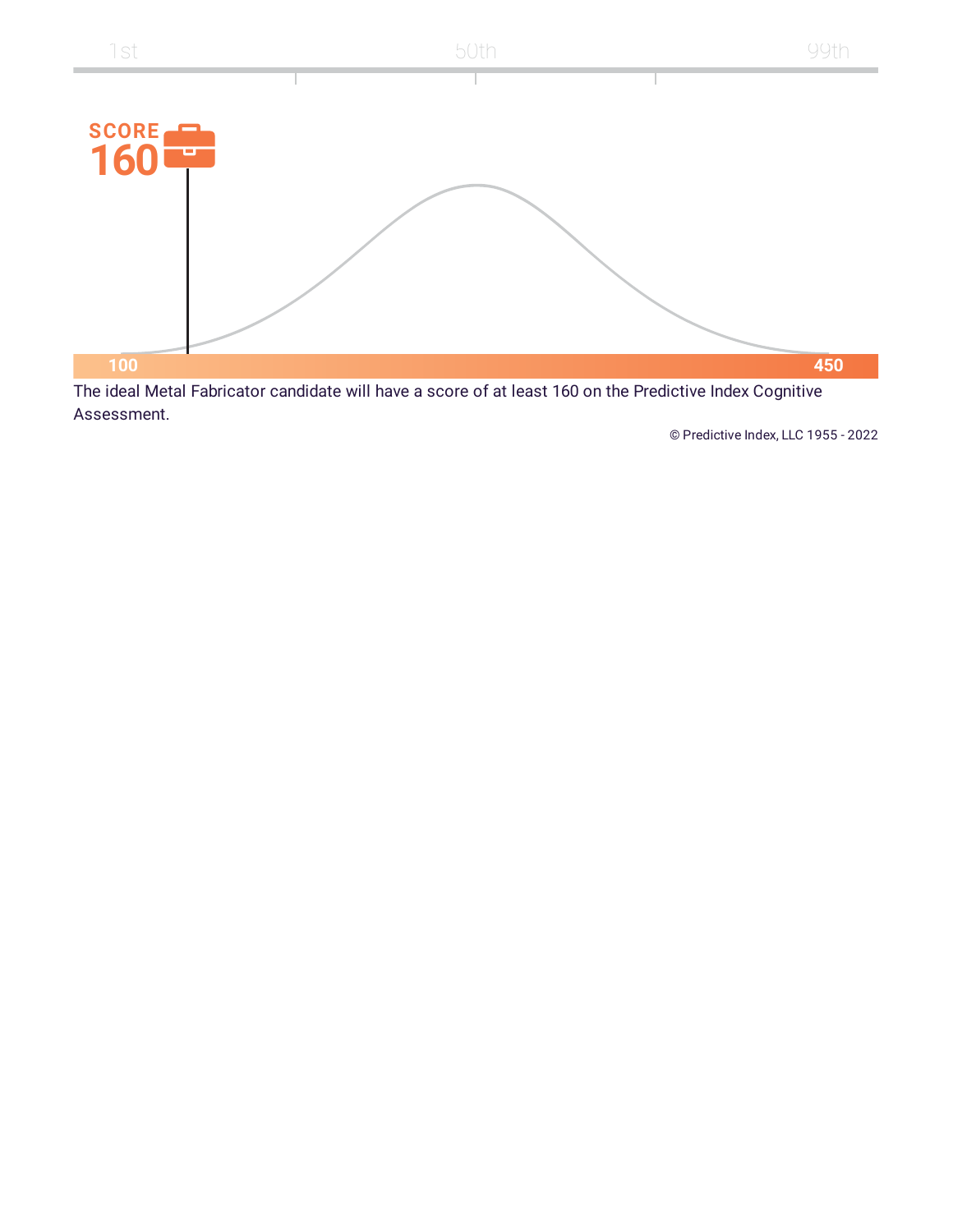1st

50th

99th

SCORE

160

100

450

The ideal Metal Fabricator candidate will have a score of at least 160 on the Predictive Index Cognitive Assessment.

© Predictive Index, LLC 1955 - 2022